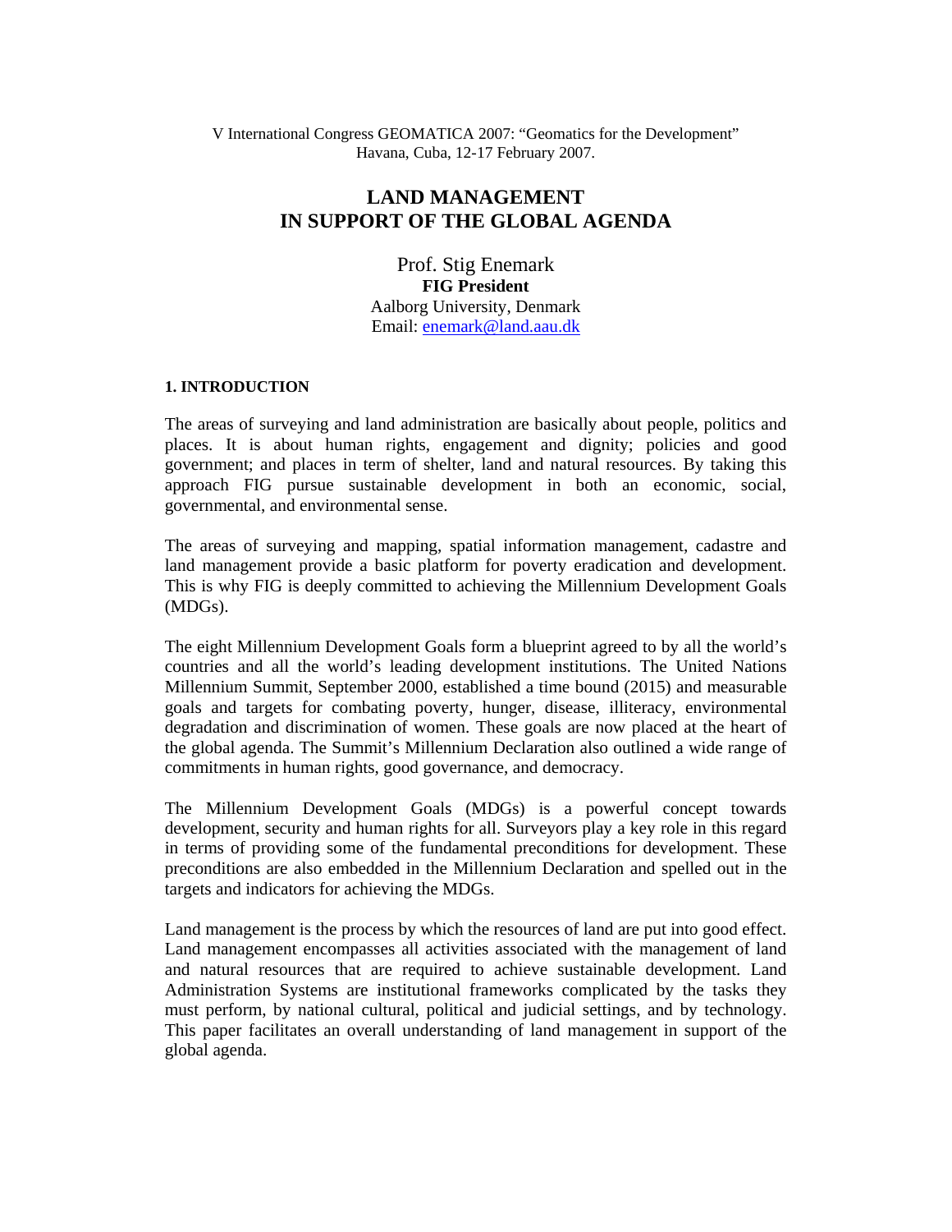V International Congress GEOMATICA 2007: “Geomatics for the Development”
Havana, Cuba, 12-17 February 2007.

# LAND MANAGEMENT IN SUPPORT OF THE GLOBAL AGENDA

Prof. Stig Enemark
**FIG President**
Aalborg University, Denmark
Email: enemark@land.aau.dk

## 1. INTRODUCTION

The areas of surveying and land administration are basically about people, politics and places. It is about human rights, engagement and dignity; policies and good government; and places in term of shelter, land and natural resources. By taking this approach FIG pursue sustainable development in both an economic, social, governmental, and environmental sense.

The areas of surveying and mapping, spatial information management, cadastre and land management provide a basic platform for poverty eradication and development. This is why FIG is deeply committed to achieving the Millennium Development Goals (MDGs).

The eight Millennium Development Goals form a blueprint agreed to by all the world’s countries and all the world’s leading development institutions. The United Nations Millennium Summit, September 2000, established a time bound (2015) and measurable goals and targets for combating poverty, hunger, disease, illiteracy, environmental degradation and discrimination of women. These goals are now placed at the heart of the global agenda. The Summit’s Millennium Declaration also outlined a wide range of commitments in human rights, good governance, and democracy.

The Millennium Development Goals (MDGs) is a powerful concept towards development, security and human rights for all. Surveyors play a key role in this regard in terms of providing some of the fundamental preconditions for development. These preconditions are also embedded in the Millennium Declaration and spelled out in the targets and indicators for achieving the MDGs.

Land management is the process by which the resources of land are put into good effect. Land management encompasses all activities associated with the management of land and natural resources that are required to achieve sustainable development. Land Administration Systems are institutional frameworks complicated by the tasks they must perform, by national cultural, political and judicial settings, and by technology. This paper facilitates an overall understanding of land management in support of the global agenda.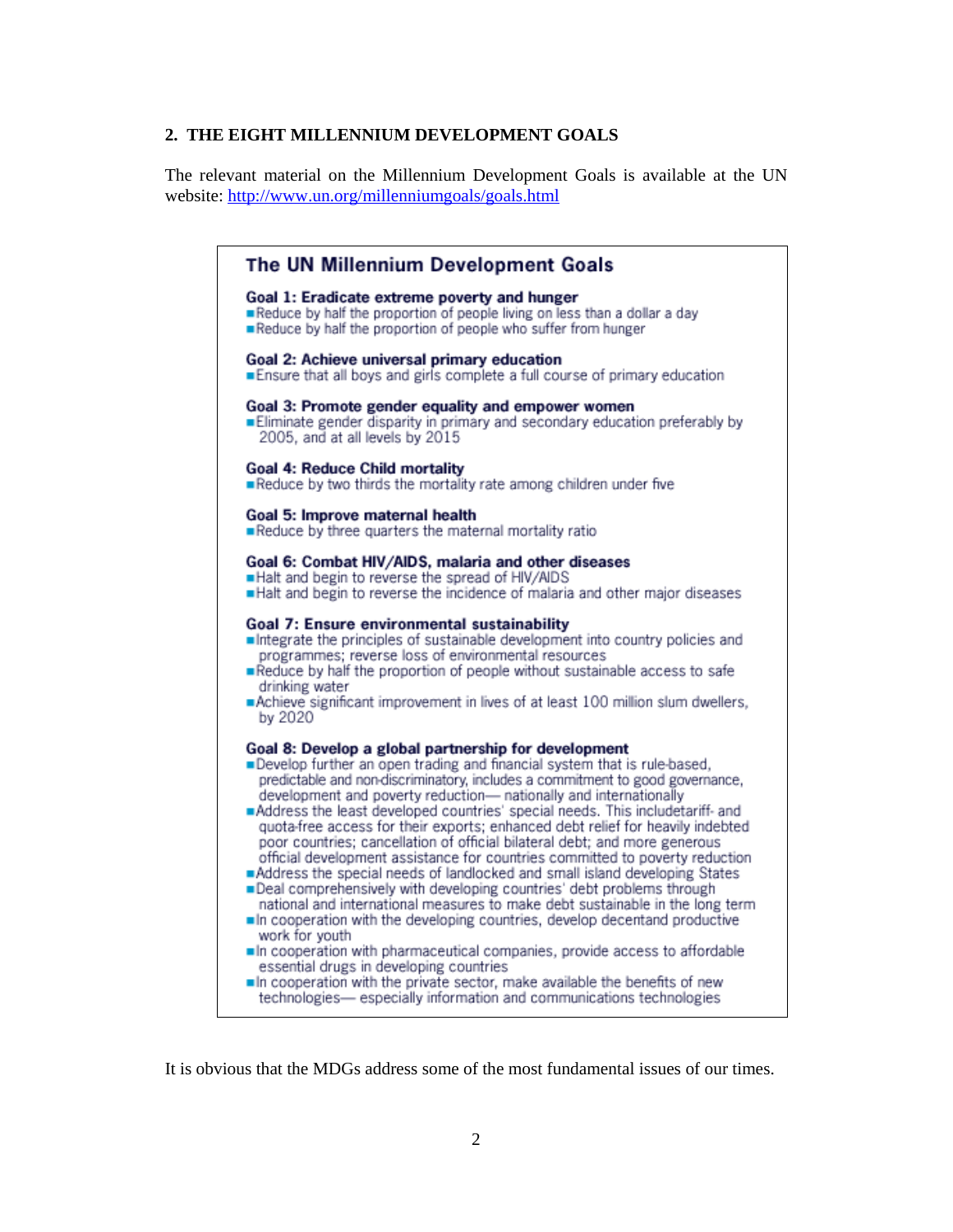## 2. THE EIGHT MILLENNIUM DEVELOPMENT GOALS

The relevant material on the Millennium Development Goals is available at the UN website: http://www.un.org/millenniumgoals/goals.html

### The UN Millennium Development Goals

**Goal 1: Eradicate extreme poverty and hunger**
- Reduce by half the proportion of people living on less than a dollar a day
- Reduce by half the proportion of people who suffer from hunger

**Goal 2: Achieve universal primary education**
- Ensure that all boys and girls complete a full course of primary education

**Goal 3: Promote gender equality and empower women**
- Eliminate gender disparity in primary and secondary education preferably by 2005, and at all levels by 2015

**Goal 4: Reduce Child mortality**
- Reduce by two thirds the mortality rate among children under five

**Goal 5: Improve maternal health**
- Reduce by three quarters the maternal mortality ratio

**Goal 6: Combat HIV/AIDS, malaria and other diseases**
- Halt and begin to reverse the spread of HIV/AIDS
- Halt and begin to reverse the incidence of malaria and other major diseases

**Goal 7: Ensure environmental sustainability**
- Integrate the principles of sustainable development into country policies and programmes; reverse loss of environmental resources
- Reduce by half the proportion of people without sustainable access to safe drinking water
- Achieve significant improvement in lives of at least 100 million slum dwellers, by 2020

**Goal 8: Develop a global partnership for development**
- Develop further an open trading and financial system that is rule-based, predictable and non-discriminatory, includes a commitment to good governance, development and poverty reduction— nationally and internationally
- Address the least developed countries' special needs. This includetariff- and quota-free access for their exports; enhanced debt relief for heavily indebted poor countries; cancellation of official bilateral debt; and more generous official development assistance for countries committed to poverty reduction
- Address the special needs of landlocked and small island developing States
- Deal comprehensively with developing countries' debt problems through national and international measures to make debt sustainable in the long term
- In cooperation with the developing countries, develop decentand productive work for youth
- In cooperation with pharmaceutical companies, provide access to affordable essential drugs in developing countries
- In cooperation with the private sector, make available the benefits of new technologies— especially information and communications technologies

It is obvious that the MDGs address some of the most fundamental issues of our times.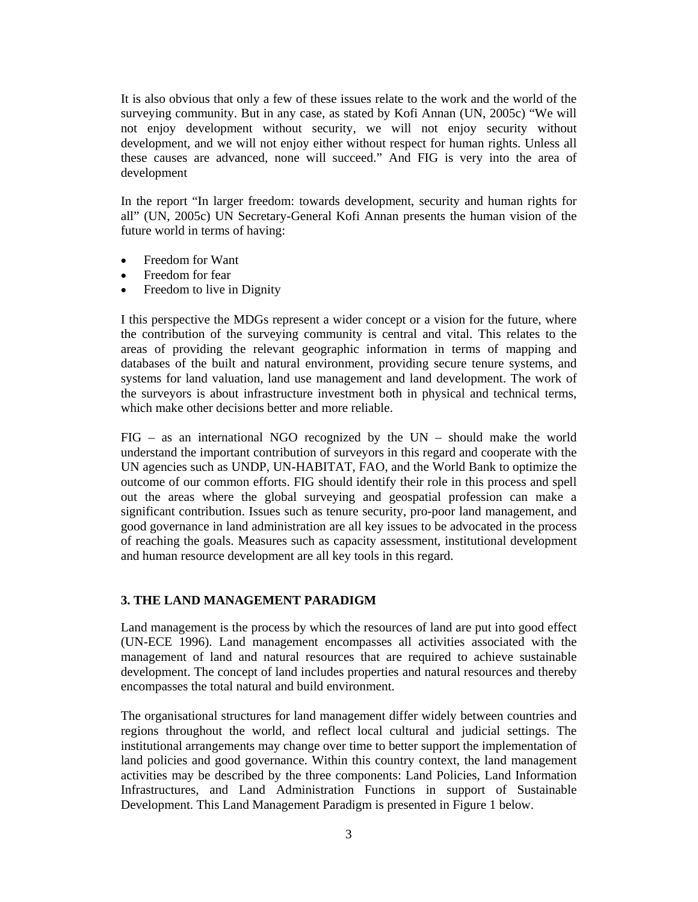It is also obvious that only a few of these issues relate to the work and the world of the surveying community. But in any case, as stated by Kofi Annan (UN, 2005c) "We will not enjoy development without security, we will not enjoy security without development, and we will not enjoy either without respect for human rights. Unless all these causes are advanced, none will succeed." And FIG is very into the area of development

In the report "In larger freedom: towards development, security and human rights for all" (UN, 2005c) UN Secretary-General Kofi Annan presents the human vision of the future world in terms of having:

- Freedom for Want
- Freedom for fear
- Freedom to live in Dignity

I this perspective the MDGs represent a wider concept or a vision for the future, where the contribution of the surveying community is central and vital. This relates to the areas of providing the relevant geographic information in terms of mapping and databases of the built and natural environment, providing secure tenure systems, and systems for land valuation, land use management and land development. The work of the surveyors is about infrastructure investment both in physical and technical terms, which make other decisions better and more reliable.

FIG – as an international NGO recognized by the UN – should make the world understand the important contribution of surveyors in this regard and cooperate with the UN agencies such as UNDP, UN-HABITAT, FAO, and the World Bank to optimize the outcome of our common efforts. FIG should identify their role in this process and spell out the areas where the global surveying and geospatial profession can make a significant contribution. Issues such as tenure security, pro-poor land management, and good governance in land administration are all key issues to be advocated in the process of reaching the goals. Measures such as capacity assessment, institutional development and human resource development are all key tools in this regard.

## 3. THE LAND MANAGEMENT PARADIGM

Land management is the process by which the resources of land are put into good effect (UN-ECE 1996). Land management encompasses all activities associated with the management of land and natural resources that are required to achieve sustainable development. The concept of land includes properties and natural resources and thereby encompasses the total natural and build environment.

The organisational structures for land management differ widely between countries and regions throughout the world, and reflect local cultural and judicial settings. The institutional arrangements may change over time to better support the implementation of land policies and good governance. Within this country context, the land management activities may be described by the three components: Land Policies, Land Information Infrastructures, and Land Administration Functions in support of Sustainable Development. This Land Management Paradigm is presented in Figure 1 below.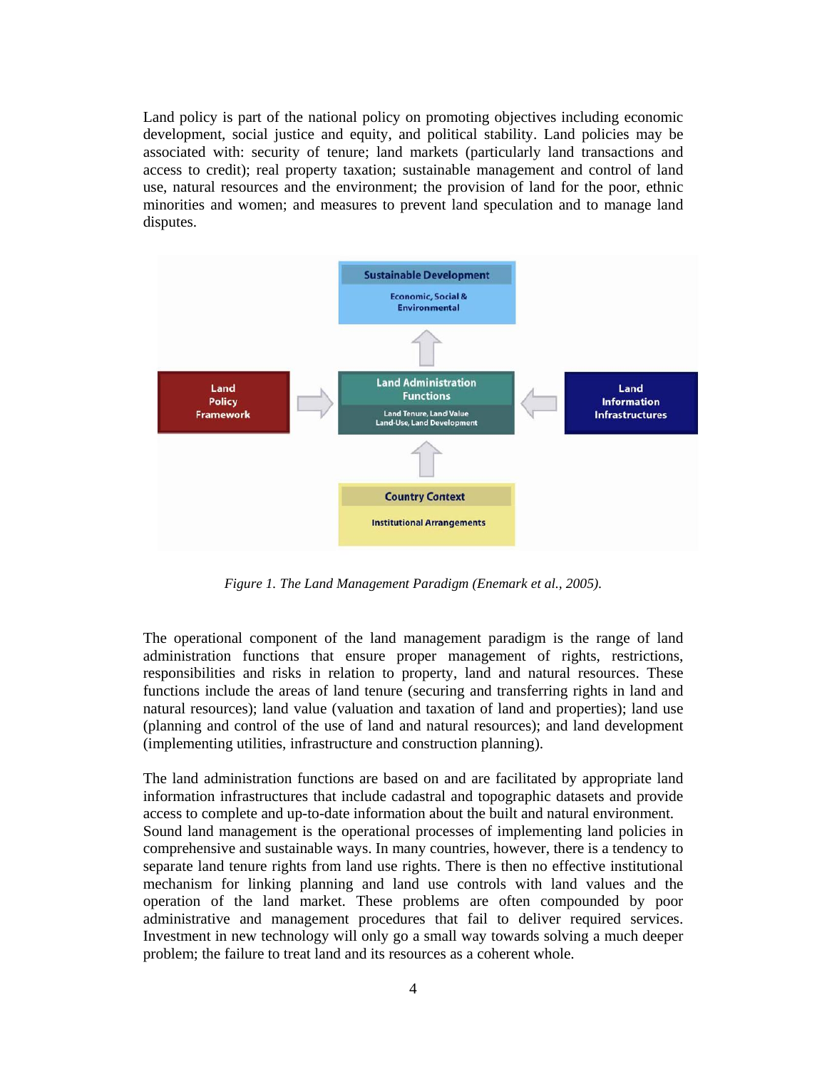Land policy is part of the national policy on promoting objectives including economic development, social justice and equity, and political stability. Land policies may be associated with: security of tenure; land markets (particularly land transactions and access to credit); real property taxation; sustainable management and control of land use, natural resources and the environment; the provision of land for the poor, ethnic minorities and women; and measures to prevent land speculation and to manage land disputes.

*Figure 1. The Land Management Paradigm (Enemark et al., 2005).*

The operational component of the land management paradigm is the range of land administration functions that ensure proper management of rights, restrictions, responsibilities and risks in relation to property, land and natural resources. These functions include the areas of land tenure (securing and transferring rights in land and natural resources); land value (valuation and taxation of land and properties); land use (planning and control of the use of land and natural resources); and land development (implementing utilities, infrastructure and construction planning).

The land administration functions are based on and are facilitated by appropriate land information infrastructures that include cadastral and topographic datasets and provide access to complete and up-to-date information about the built and natural environment. Sound land management is the operational processes of implementing land policies in comprehensive and sustainable ways. In many countries, however, there is a tendency to separate land tenure rights from land use rights. There is then no effective institutional mechanism for linking planning and land use controls with land values and the operation of the land market. These problems are often compounded by poor administrative and management procedures that fail to deliver required services. Investment in new technology will only go a small way towards solving a much deeper problem; the failure to treat land and its resources as a coherent whole.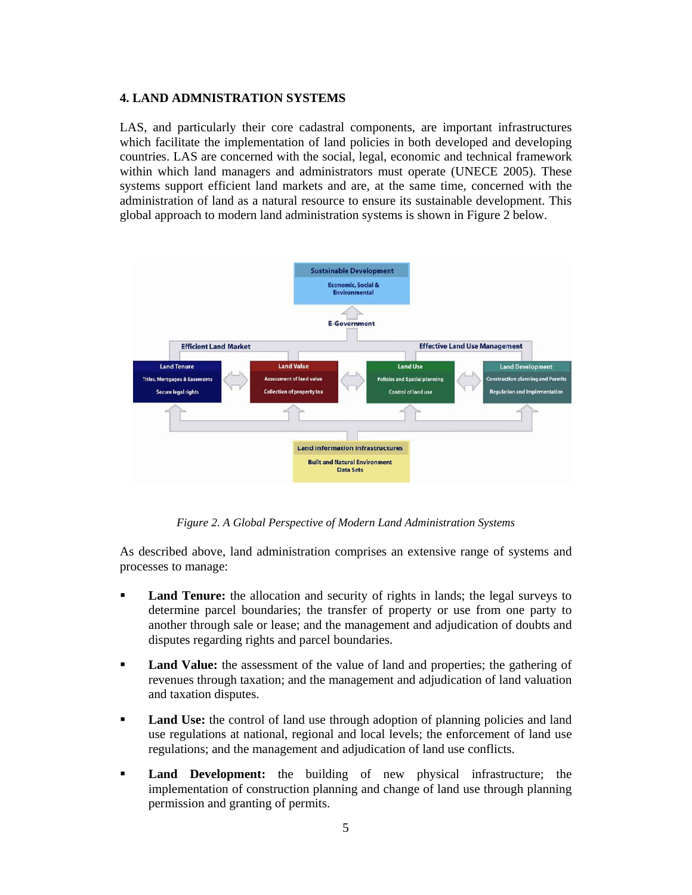## 4. LAND ADMNISTRATION SYSTEMS

LAS, and particularly their core cadastral components, are important infrastructures which facilitate the implementation of land policies in both developed and developing countries. LAS are concerned with the social, legal, economic and technical framework within which land managers and administrators must operate (UNECE 2005). These systems support efficient land markets and are, at the same time, concerned with the administration of land as a natural resource to ensure its sustainable development. This global approach to modern land administration systems is shown in Figure 2 below.

*Figure 2. A Global Perspective of Modern Land Administration Systems*

As described above, land administration comprises an extensive range of systems and processes to manage:

- **Land Tenure:** the allocation and security of rights in lands; the legal surveys to determine parcel boundaries; the transfer of property or use from one party to another through sale or lease; and the management and adjudication of doubts and disputes regarding rights and parcel boundaries.

- **Land Value:** the assessment of the value of land and properties; the gathering of revenues through taxation; and the management and adjudication of land valuation and taxation disputes.

- **Land Use:** the control of land use through adoption of planning policies and land use regulations at national, regional and local levels; the enforcement of land use regulations; and the management and adjudication of land use conflicts.

- **Land Development:** the building of new physical infrastructure; the implementation of construction planning and change of land use through planning permission and granting of permits.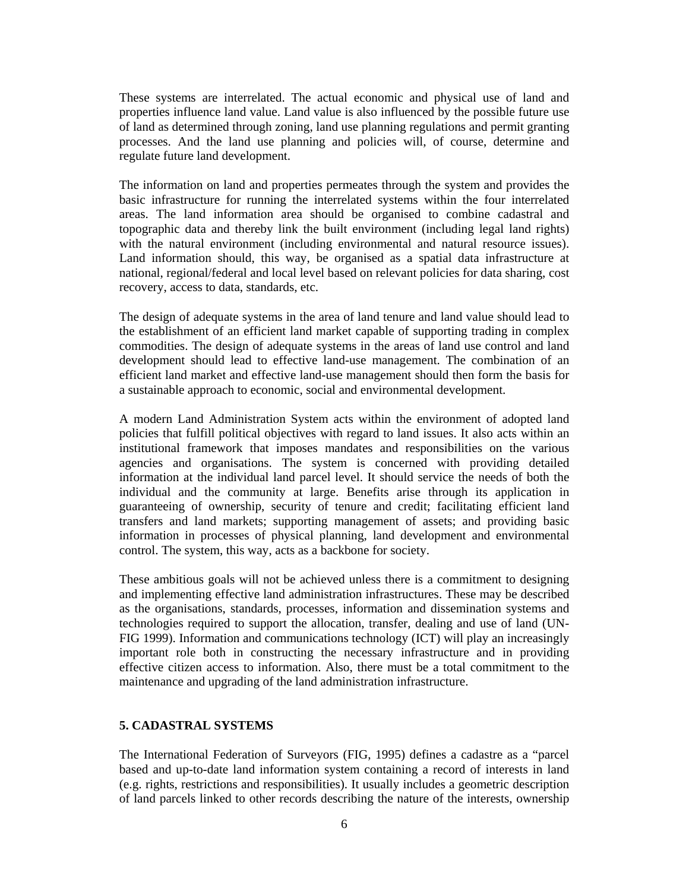These systems are interrelated. The actual economic and physical use of land and properties influence land value. Land value is also influenced by the possible future use of land as determined through zoning, land use planning regulations and permit granting processes. And the land use planning and policies will, of course, determine and regulate future land development.

The information on land and properties permeates through the system and provides the basic infrastructure for running the interrelated systems within the four interrelated areas. The land information area should be organised to combine cadastral and topographic data and thereby link the built environment (including legal land rights) with the natural environment (including environmental and natural resource issues). Land information should, this way, be organised as a spatial data infrastructure at national, regional/federal and local level based on relevant policies for data sharing, cost recovery, access to data, standards, etc.

The design of adequate systems in the area of land tenure and land value should lead to the establishment of an efficient land market capable of supporting trading in complex commodities. The design of adequate systems in the areas of land use control and land development should lead to effective land-use management. The combination of an efficient land market and effective land-use management should then form the basis for a sustainable approach to economic, social and environmental development.

A modern Land Administration System acts within the environment of adopted land policies that fulfill political objectives with regard to land issues. It also acts within an institutional framework that imposes mandates and responsibilities on the various agencies and organisations. The system is concerned with providing detailed information at the individual land parcel level. It should service the needs of both the individual and the community at large. Benefits arise through its application in guaranteeing of ownership, security of tenure and credit; facilitating efficient land transfers and land markets; supporting management of assets; and providing basic information in processes of physical planning, land development and environmental control. The system, this way, acts as a backbone for society.

These ambitious goals will not be achieved unless there is a commitment to designing and implementing effective land administration infrastructures. These may be described as the organisations, standards, processes, information and dissemination systems and technologies required to support the allocation, transfer, dealing and use of land (UN-FIG 1999). Information and communications technology (ICT) will play an increasingly important role both in constructing the necessary infrastructure and in providing effective citizen access to information. Also, there must be a total commitment to the maintenance and upgrading of the land administration infrastructure.

## 5. CADASTRAL SYSTEMS

The International Federation of Surveyors (FIG, 1995) defines a cadastre as a "parcel based and up-to-date land information system containing a record of interests in land (e.g. rights, restrictions and responsibilities). It usually includes a geometric description of land parcels linked to other records describing the nature of the interests, ownership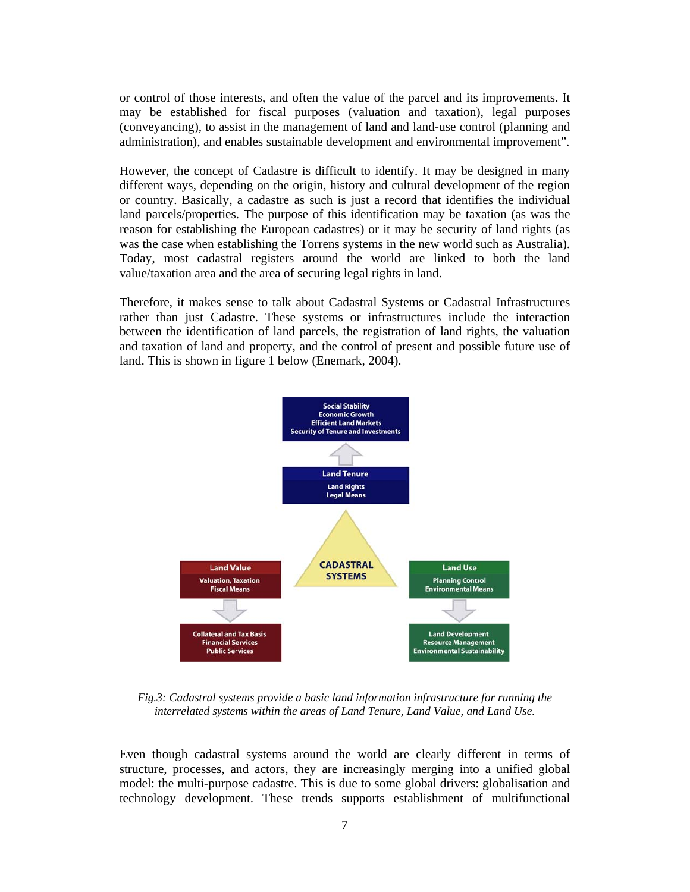or control of those interests, and often the value of the parcel and its improvements. It may be established for fiscal purposes (valuation and taxation), legal purposes (conveyancing), to assist in the management of land and land-use control (planning and administration), and enables sustainable development and environmental improvement".

However, the concept of Cadastre is difficult to identify. It may be designed in many different ways, depending on the origin, history and cultural development of the region or country. Basically, a cadastre as such is just a record that identifies the individual land parcels/properties. The purpose of this identification may be taxation (as was the reason for establishing the European cadastres) or it may be security of land rights (as was the case when establishing the Torrens systems in the new world such as Australia). Today, most cadastral registers around the world are linked to both the land value/taxation area and the area of securing legal rights in land.

Therefore, it makes sense to talk about Cadastral Systems or Cadastral Infrastructures rather than just Cadastre. These systems or infrastructures include the interaction between the identification of land parcels, the registration of land rights, the valuation and taxation of land and property, and the control of present and possible future use of land. This is shown in figure 1 below (Enemark, 2004).

*Fig.3: Cadastral systems provide a basic land information infrastructure for running the interrelated systems within the areas of Land Tenure, Land Value, and Land Use.*

Even though cadastral systems around the world are clearly different in terms of structure, processes, and actors, they are increasingly merging into a unified global model: the multi-purpose cadastre. This is due to some global drivers: globalisation and technology development. These trends supports establishment of multifunctional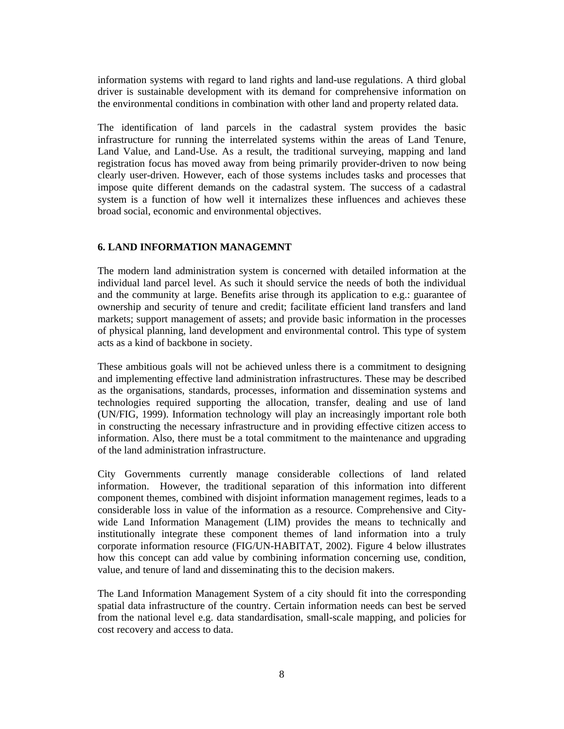information systems with regard to land rights and land-use regulations. A third global driver is sustainable development with its demand for comprehensive information on the environmental conditions in combination with other land and property related data.

The identification of land parcels in the cadastral system provides the basic infrastructure for running the interrelated systems within the areas of Land Tenure, Land Value, and Land-Use. As a result, the traditional surveying, mapping and land registration focus has moved away from being primarily provider-driven to now being clearly user-driven. However, each of those systems includes tasks and processes that impose quite different demands on the cadastral system. The success of a cadastral system is a function of how well it internalizes these influences and achieves these broad social, economic and environmental objectives.

## 6. LAND INFORMATION MANAGEMNT

The modern land administration system is concerned with detailed information at the individual land parcel level. As such it should service the needs of both the individual and the community at large. Benefits arise through its application to e.g.: guarantee of ownership and security of tenure and credit; facilitate efficient land transfers and land markets; support management of assets; and provide basic information in the processes of physical planning, land development and environmental control. This type of system acts as a kind of backbone in society.

These ambitious goals will not be achieved unless there is a commitment to designing and implementing effective land administration infrastructures. These may be described as the organisations, standards, processes, information and dissemination systems and technologies required supporting the allocation, transfer, dealing and use of land (UN/FIG, 1999). Information technology will play an increasingly important role both in constructing the necessary infrastructure and in providing effective citizen access to information. Also, there must be a total commitment to the maintenance and upgrading of the land administration infrastructure.

City Governments currently manage considerable collections of land related information. However, the traditional separation of this information into different component themes, combined with disjoint information management regimes, leads to a considerable loss in value of the information as a resource. Comprehensive and City-wide Land Information Management (LIM) provides the means to technically and institutionally integrate these component themes of land information into a truly corporate information resource (FIG/UN-HABITAT, 2002). Figure 4 below illustrates how this concept can add value by combining information concerning use, condition, value, and tenure of land and disseminating this to the decision makers.

The Land Information Management System of a city should fit into the corresponding spatial data infrastructure of the country. Certain information needs can best be served from the national level e.g. data standardisation, small-scale mapping, and policies for cost recovery and access to data.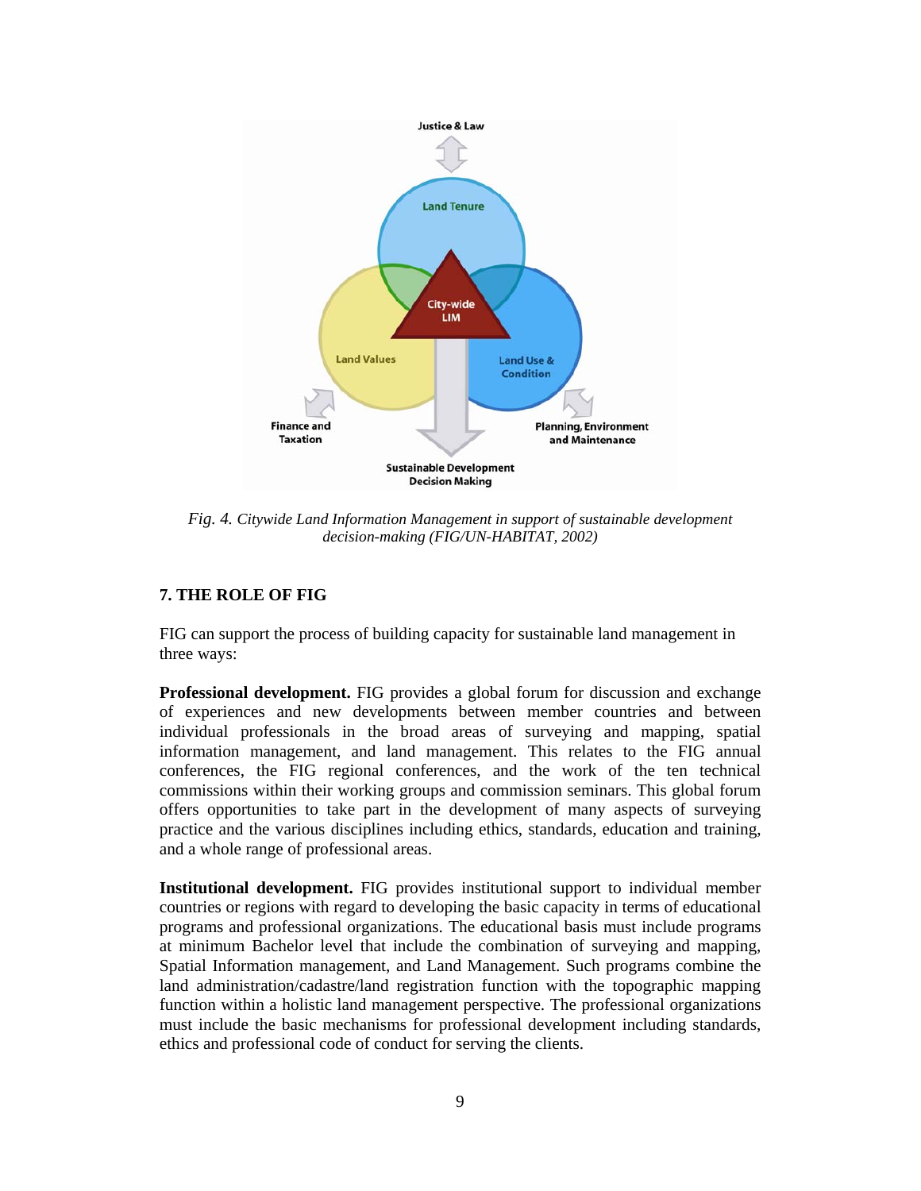*Fig. 4. Citywide Land Information Management in support of sustainable development decision-making (FIG/UN-HABITAT, 2002)*

## 7. THE ROLE OF FIG

FIG can support the process of building capacity for sustainable land management in three ways:

**Professional development.** FIG provides a global forum for discussion and exchange of experiences and new developments between member countries and between individual professionals in the broad areas of surveying and mapping, spatial information management, and land management. This relates to the FIG annual conferences, the FIG regional conferences, and the work of the ten technical commissions within their working groups and commission seminars. This global forum offers opportunities to take part in the development of many aspects of surveying practice and the various disciplines including ethics, standards, education and training, and a whole range of professional areas.

**Institutional development.** FIG provides institutional support to individual member countries or regions with regard to developing the basic capacity in terms of educational programs and professional organizations. The educational basis must include programs at minimum Bachelor level that include the combination of surveying and mapping, Spatial Information management, and Land Management. Such programs combine the land administration/cadastre/land registration function with the topographic mapping function within a holistic land management perspective. The professional organizations must include the basic mechanisms for professional development including standards, ethics and professional code of conduct for serving the clients.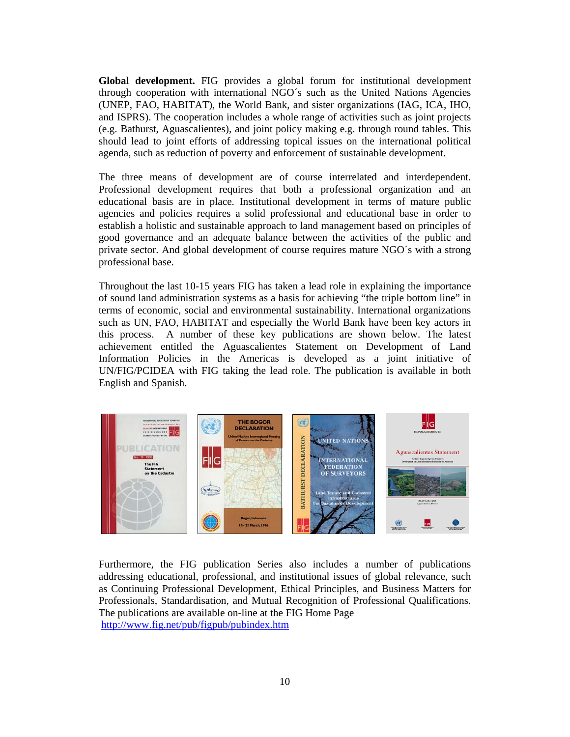**Global development.** FIG provides a global forum for institutional development through cooperation with international NGO´s such as the United Nations Agencies (UNEP, FAO, HABITAT), the World Bank, and sister organizations (IAG, ICA, IHO, and ISPRS). The cooperation includes a whole range of activities such as joint projects (e.g. Bathurst, Aguascalientes), and joint policy making e.g. through round tables. This should lead to joint efforts of addressing topical issues on the international political agenda, such as reduction of poverty and enforcement of sustainable development.

The three means of development are of course interrelated and interdependent. Professional development requires that both a professional organization and an educational basis are in place. Institutional development in terms of mature public agencies and policies requires a solid professional and educational base in order to establish a holistic and sustainable approach to land management based on principles of good governance and an adequate balance between the activities of the public and private sector. And global development of course requires mature NGO´s with a strong professional base.

Throughout the last 10-15 years FIG has taken a lead role in explaining the importance of sound land administration systems as a basis for achieving "the triple bottom line" in terms of economic, social and environmental sustainability. International organizations such as UN, FAO, HABITAT and especially the World Bank have been key actors in this process. A number of these key publications are shown below. The latest achievement entitled the Aguascalientes Statement on Development of Land Information Policies in the Americas is developed as a joint initiative of UN/FIG/PCIDEA with FIG taking the lead role. The publication is available in both English and Spanish.

Furthermore, the FIG publication Series also includes a number of publications addressing educational, professional, and institutional issues of global relevance, such as Continuing Professional Development, Ethical Principles, and Business Matters for Professionals, Standardisation, and Mutual Recognition of Professional Qualifications. The publications are available on-line at the FIG Home Page
http://www.fig.net/pub/figpub/pubindex.htm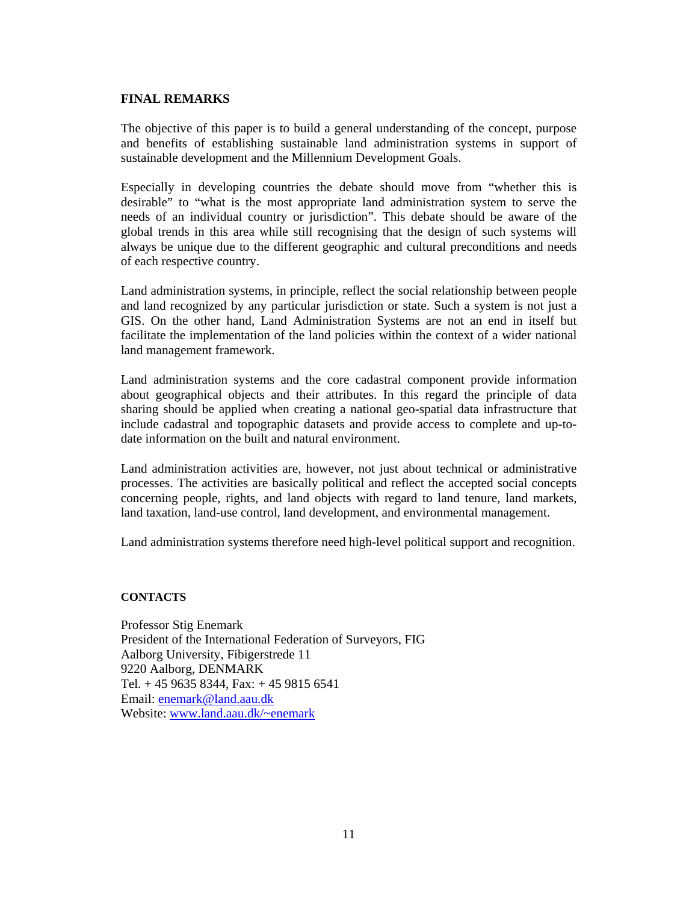## FINAL REMARKS

The objective of this paper is to build a general understanding of the concept, purpose and benefits of establishing sustainable land administration systems in support of sustainable development and the Millennium Development Goals.

Especially in developing countries the debate should move from "whether this is desirable" to "what is the most appropriate land administration system to serve the needs of an individual country or jurisdiction". This debate should be aware of the global trends in this area while still recognising that the design of such systems will always be unique due to the different geographic and cultural preconditions and needs of each respective country.

Land administration systems, in principle, reflect the social relationship between people and land recognized by any particular jurisdiction or state. Such a system is not just a GIS. On the other hand, Land Administration Systems are not an end in itself but facilitate the implementation of the land policies within the context of a wider national land management framework.

Land administration systems and the core cadastral component provide information about geographical objects and their attributes. In this regard the principle of data sharing should be applied when creating a national geo-spatial data infrastructure that include cadastral and topographic datasets and provide access to complete and up-to-date information on the built and natural environment.

Land administration activities are, however, not just about technical or administrative processes. The activities are basically political and reflect the accepted social concepts concerning people, rights, and land objects with regard to land tenure, land markets, land taxation, land-use control, land development, and environmental management.

Land administration systems therefore need high-level political support and recognition.

## CONTACTS

Professor Stig Enemark  
President of the International Federation of Surveyors, FIG  
Aalborg University, Fibigerstrede 11  
9220 Aalborg, DENMARK  
Tel. + 45 9635 8344, Fax: + 45 9815 6541  
Email: enemark@land.aau.dk  
Website: www.land.aau.dk/~enemark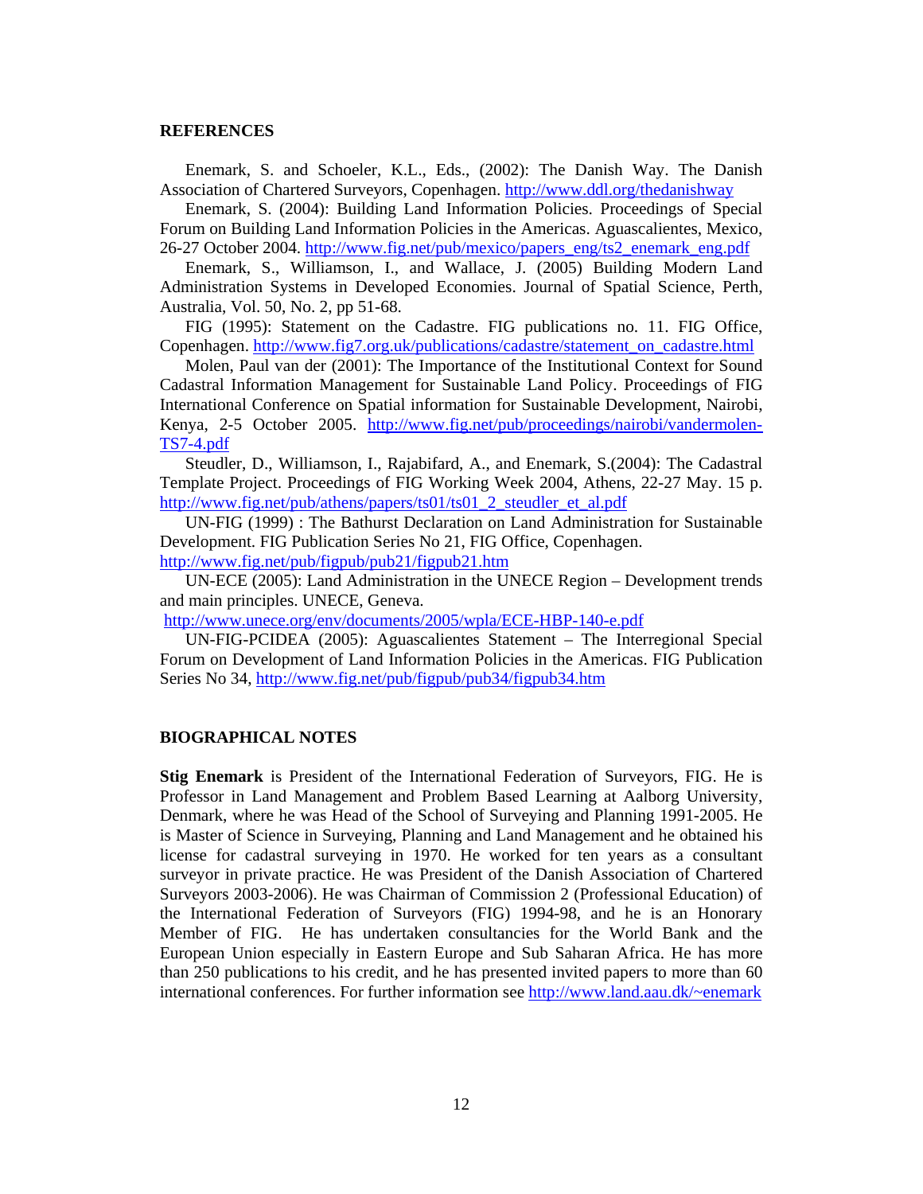## REFERENCES

Enemark, S. and Schoeler, K.L., Eds., (2002): The Danish Way. The Danish Association of Chartered Surveyors, Copenhagen. http://www.ddl.org/thedanishway

Enemark, S. (2004): Building Land Information Policies. Proceedings of Special Forum on Building Land Information Policies in the Americas. Aguascalientes, Mexico, 26-27 October 2004. http://www.fig.net/pub/mexico/papers_eng/ts2_enemark_eng.pdf

Enemark, S., Williamson, I., and Wallace, J. (2005) Building Modern Land Administration Systems in Developed Economies. Journal of Spatial Science, Perth, Australia, Vol. 50, No. 2, pp 51-68.

FIG (1995): Statement on the Cadastre. FIG publications no. 11. FIG Office, Copenhagen. http://www.fig7.org.uk/publications/cadastre/statement_on_cadastre.html

Molen, Paul van der (2001): The Importance of the Institutional Context for Sound Cadastral Information Management for Sustainable Land Policy. Proceedings of FIG International Conference on Spatial information for Sustainable Development, Nairobi, Kenya, 2-5 October 2005. http://www.fig.net/pub/proceedings/nairobi/vandermolen-TS7-4.pdf

Steudler, D., Williamson, I., Rajabifard, A., and Enemark, S.(2004): The Cadastral Template Project. Proceedings of FIG Working Week 2004, Athens, 22-27 May. 15 p. http://www.fig.net/pub/athens/papers/ts01/ts01_2_steudler_et_al.pdf

UN-FIG (1999) : The Bathurst Declaration on Land Administration for Sustainable Development. FIG Publication Series No 21, FIG Office, Copenhagen. http://www.fig.net/pub/figpub/pub21/figpub21.htm

UN-ECE (2005): Land Administration in the UNECE Region – Development trends and main principles. UNECE, Geneva. http://www.unece.org/env/documents/2005/wpla/ECE-HBP-140-e.pdf

UN-FIG-PCIDEA (2005): Aguascalientes Statement – The Interregional Special Forum on Development of Land Information Policies in the Americas. FIG Publication Series No 34, http://www.fig.net/pub/figpub/pub34/figpub34.htm

## BIOGRAPHICAL NOTES

**Stig Enemark** is President of the International Federation of Surveyors, FIG. He is Professor in Land Management and Problem Based Learning at Aalborg University, Denmark, where he was Head of the School of Surveying and Planning 1991-2005. He is Master of Science in Surveying, Planning and Land Management and he obtained his license for cadastral surveying in 1970. He worked for ten years as a consultant surveyor in private practice. He was President of the Danish Association of Chartered Surveyors 2003-2006). He was Chairman of Commission 2 (Professional Education) of the International Federation of Surveyors (FIG) 1994-98, and he is an Honorary Member of FIG. He has undertaken consultancies for the World Bank and the European Union especially in Eastern Europe and Sub Saharan Africa. He has more than 250 publications to his credit, and he has presented invited papers to more than 60 international conferences. For further information see http://www.land.aau.dk/~enemark